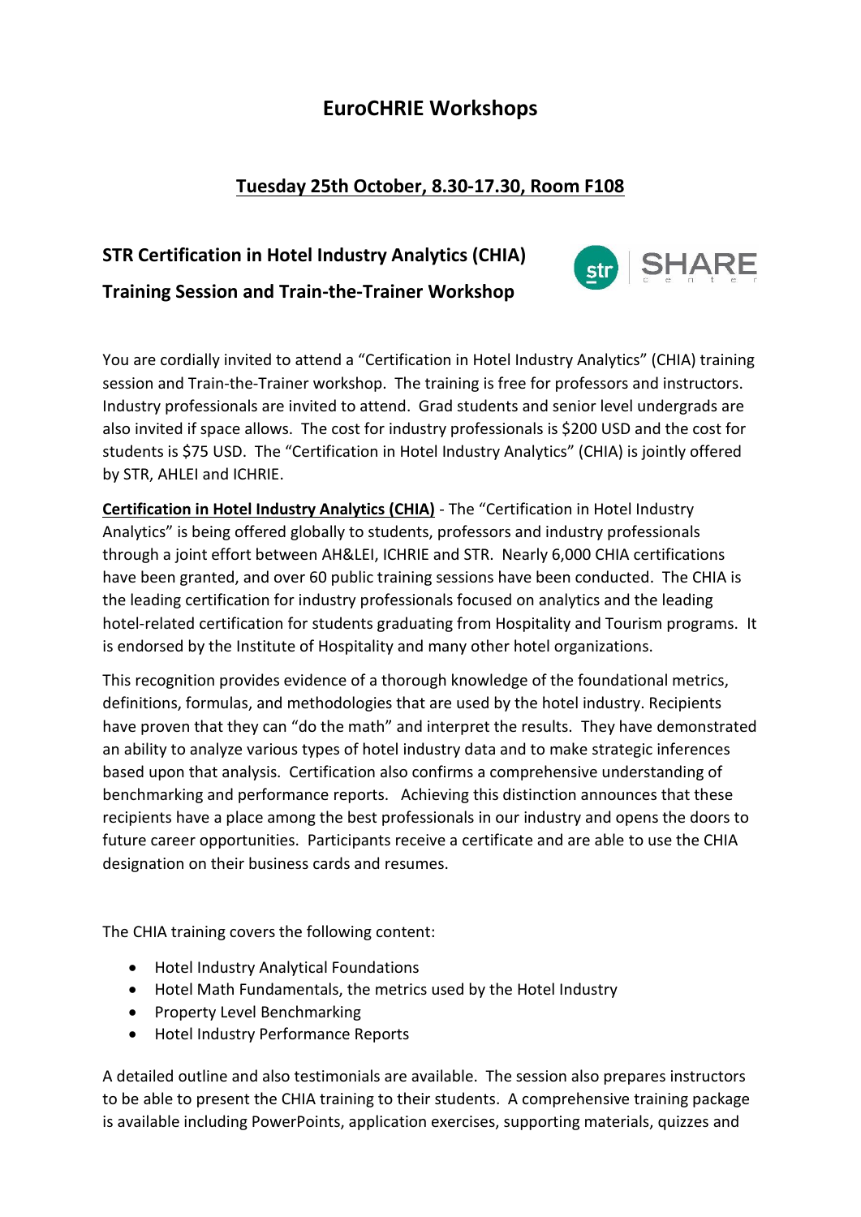# EuroCHRIE Workshops

## Tuesday 25th October, 8.30-17.30, Room F108

### STR Certification in Hotel Industry Analytics (CHIA)

### Training Session and Train-the-Trainer Workshop

You are cordially invited to attend a “Certification in Hotel Industry Analytics” (CHIA) training session and Train-the-Trainer workshop. The training is free for professors and instructors. Industry professionals are invited to attend. Grad students and senior level undergrads are also invited if space allows. The cost for industry professionals is $200 USD and the cost for students is $75 USD. The “Certification in Hotel Industry Analytics” (CHIA) is jointly offered by STR, AHLEI and ICHRIE.

**Certification in Hotel Industry Analytics (CHIA)** - The “Certification in Hotel Industry Analytics” is being offered globally to students, professors and industry professionals through a joint effort between AH&LEI, ICHRIE and STR. Nearly 6,000 CHIA certifications have been granted, and over 60 public training sessions have been conducted. The CHIA is the leading certification for industry professionals focused on analytics and the leading hotel-related certification for students graduating from Hospitality and Tourism programs. It is endorsed by the Institute of Hospitality and many other hotel organizations.

This recognition provides evidence of a thorough knowledge of the foundational metrics, definitions, formulas, and methodologies that are used by the hotel industry. Recipients have proven that they can “do the math” and interpret the results. They have demonstrated an ability to analyze various types of hotel industry data and to make strategic inferences based upon that analysis. Certification also confirms a comprehensive understanding of benchmarking and performance reports. Achieving this distinction announces that these recipients have a place among the best professionals in our industry and opens the doors to future career opportunities. Participants receive a certificate and are able to use the CHIA designation on their business cards and resumes.

The CHIA training covers the following content:

- Hotel Industry Analytical Foundations
- Hotel Math Fundamentals, the metrics used by the Hotel Industry
- Property Level Benchmarking
- Hotel Industry Performance Reports

A detailed outline and also testimonials are available. The session also prepares instructors to be able to present the CHIA training to their students. A comprehensive training package is available including PowerPoints, application exercises, supporting materials, quizzes and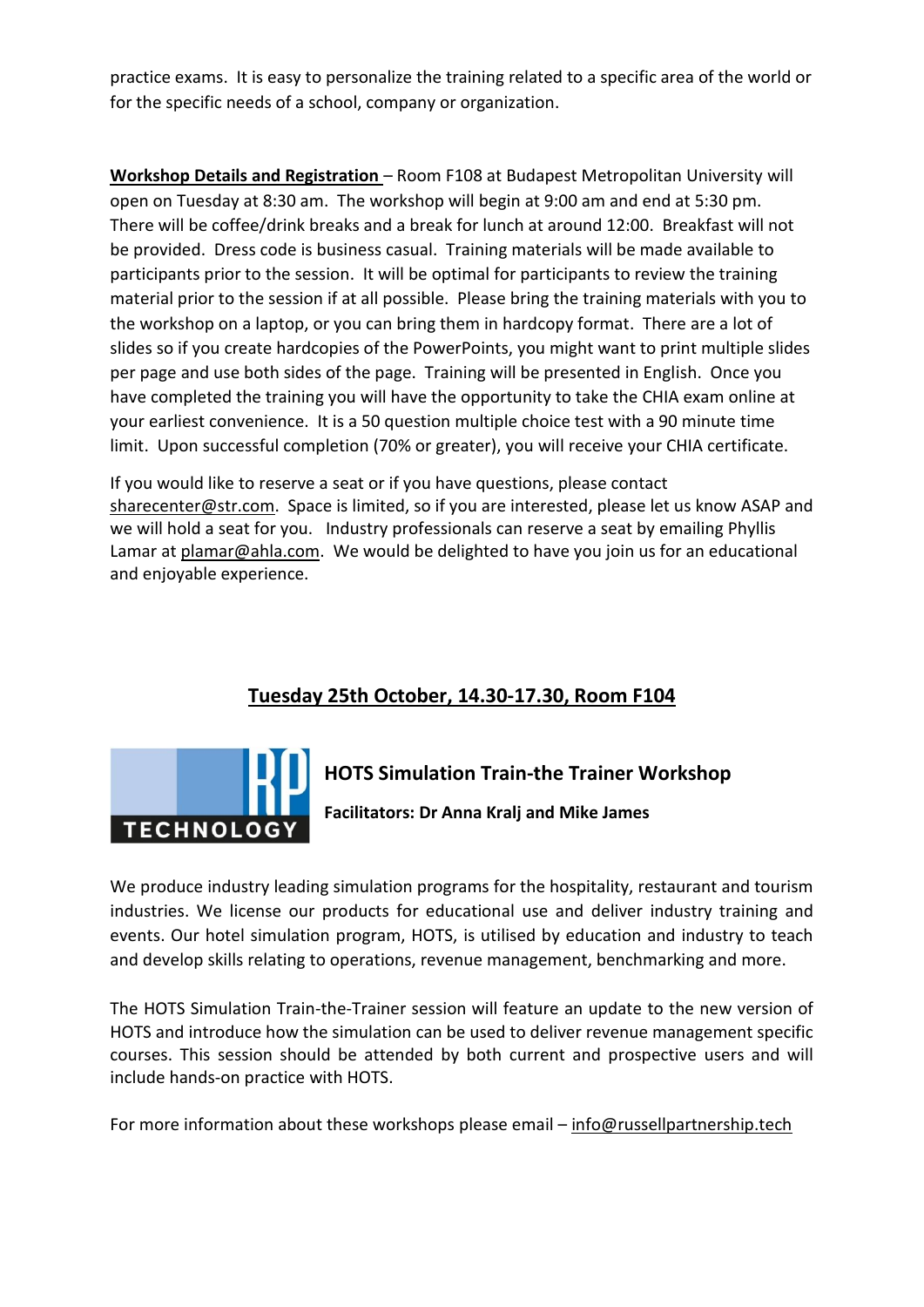practice exams. It is easy to personalize the training related to a specific area of the world or for the specific needs of a school, company or organization.

**Workshop Details and Registration** – Room F108 at Budapest Metropolitan University will open on Tuesday at 8:30 am. The workshop will begin at 9:00 am and end at 5:30 pm. There will be coffee/drink breaks and a break for lunch at around 12:00. Breakfast will not be provided. Dress code is business casual. Training materials will be made available to participants prior to the session. It will be optimal for participants to review the training material prior to the session if at all possible. Please bring the training materials with you to the workshop on a laptop, or you can bring them in hardcopy format. There are a lot of slides so if you create hardcopies of the PowerPoints, you might want to print multiple slides per page and use both sides of the page. Training will be presented in English. Once you have completed the training you will have the opportunity to take the CHIA exam online at your earliest convenience. It is a 50 question multiple choice test with a 90 minute time limit. Upon successful completion (70% or greater), you will receive your CHIA certificate.

If you would like to reserve a seat or if you have questions, please contact sharecenter@str.com. Space is limited, so if you are interested, please let us know ASAP and we will hold a seat for you. Industry professionals can reserve a seat by emailing Phyllis Lamar at plamar@ahla.com. We would be delighted to have you join us for an educational and enjoyable experience.

## Tuesday 25th October, 14.30-17.30, Room F104

RP TECHNOLOGY

### HOTS Simulation Train-the Trainer Workshop

**Facilitators: Dr Anna Kralj and Mike James**

We produce industry leading simulation programs for the hospitality, restaurant and tourism industries. We license our products for educational use and deliver industry training and events. Our hotel simulation program, HOTS, is utilised by education and industry to teach and develop skills relating to operations, revenue management, benchmarking and more.

The HOTS Simulation Train-the-Trainer session will feature an update to the new version of HOTS and introduce how the simulation can be used to deliver revenue management specific courses. This session should be attended by both current and prospective users and will include hands-on practice with HOTS.

For more information about these workshops please email – info@russellpartnership.tech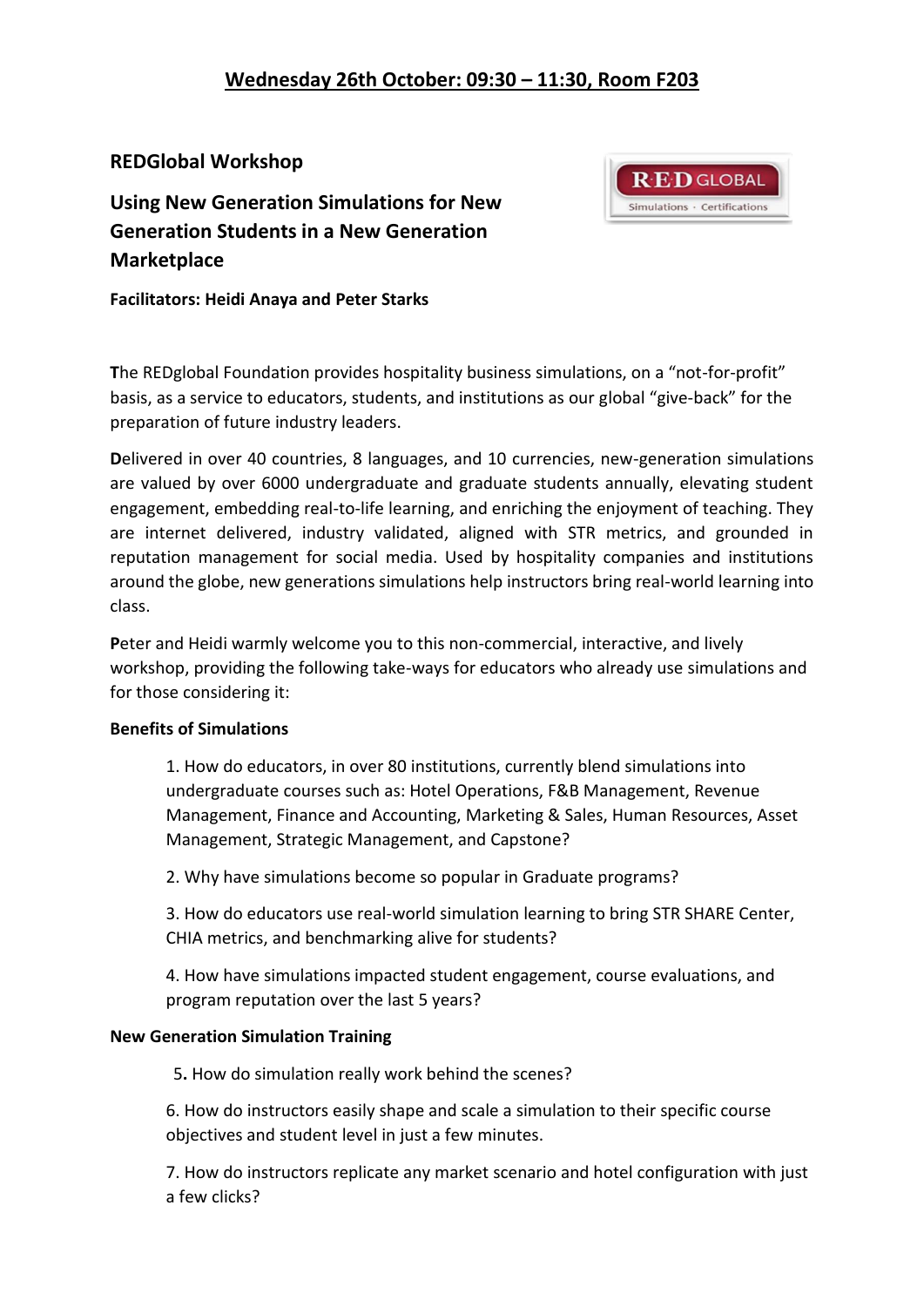**Wednesday 26th October: 09:30 – 11:30, Room F203**

## REDGlobal Workshop

## Using New Generation Simulations for New Generation Students in a New Generation Marketplace

**Facilitators: Heidi Anaya and Peter Starks**

**T**he REDglobal Foundation provides hospitality business simulations, on a "not-for-profit" basis, as a service to educators, students, and institutions as our global "give-back" for the preparation of future industry leaders.

**D**elivered in over 40 countries, 8 languages, and 10 currencies, new-generation simulations are valued by over 6000 undergraduate and graduate students annually, elevating student engagement, embedding real-to-life learning, and enriching the enjoyment of teaching. They are internet delivered, industry validated, aligned with STR metrics, and grounded in reputation management for social media. Used by hospitality companies and institutions around the globe, new generations simulations help instructors bring real-world learning into class.

**P**eter and Heidi warmly welcome you to this non-commercial, interactive, and lively workshop, providing the following take-ways for educators who already use simulations and for those considering it:

**Benefits of Simulations**

1. How do educators, in over 80 institutions, currently blend simulations into undergraduate courses such as: Hotel Operations, F&B Management, Revenue Management, Finance and Accounting, Marketing & Sales, Human Resources, Asset Management, Strategic Management, and Capstone?

2. Why have simulations become so popular in Graduate programs?

3. How do educators use real-world simulation learning to bring STR SHARE Center, CHIA metrics, and benchmarking alive for students?

4. How have simulations impacted student engagement, course evaluations, and program reputation over the last 5 years?

**New Generation Simulation Training**

5. How do simulation really work behind the scenes?

6. How do instructors easily shape and scale a simulation to their specific course objectives and student level in just a few minutes.

7. How do instructors replicate any market scenario and hotel configuration with just a few clicks?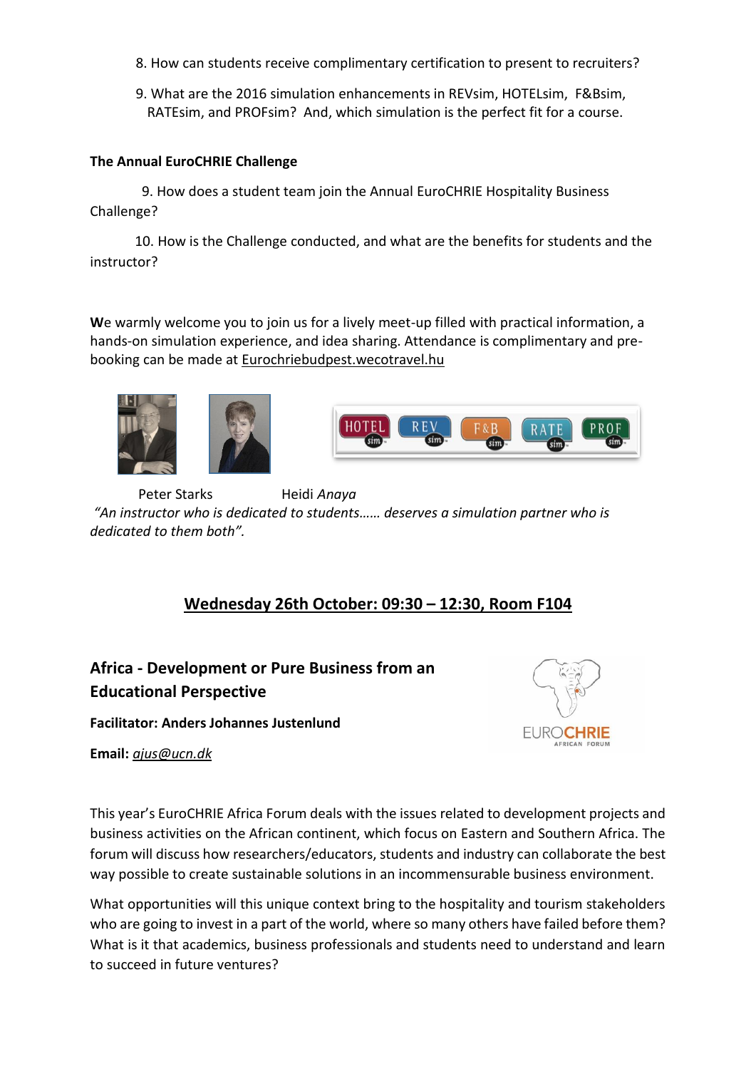8. How can students receive complimentary certification to present to recruiters?

9. What are the 2016 simulation enhancements in REVsim, HOTELsim, F&Bsim, RATEsim, and PROFsim? And, which simulation is the perfect fit for a course.

**The Annual EuroCHRIE Challenge**

9. How does a student team join the Annual EuroCHRIE Hospitality Business Challenge?

10. How is the Challenge conducted, and what are the benefits for students and the instructor?

**W**e warmly welcome you to join us for a lively meet-up filled with practical information, a hands-on simulation experience, and idea sharing. Attendance is complimentary and pre-booking can be made at Eurochriebudpest.wecotravel.hu

Peter Starks Heidi *Anaya*

*"An instructor who is dedicated to students…… deserves a simulation partner who is dedicated to them both".*

## Wednesday 26th October: 09:30 – 12:30, Room F104

### Africa - Development or Pure Business from an Educational Perspective

**Facilitator: Anders Johannes Justenlund**

**Email:** *ajus@ucn.dk*

This year's EuroCHRIE Africa Forum deals with the issues related to development projects and business activities on the African continent, which focus on Eastern and Southern Africa. The forum will discuss how researchers/educators, students and industry can collaborate the best way possible to create sustainable solutions in an incommensurable business environment.

What opportunities will this unique context bring to the hospitality and tourism stakeholders who are going to invest in a part of the world, where so many others have failed before them? What is it that academics, business professionals and students need to understand and learn to succeed in future ventures?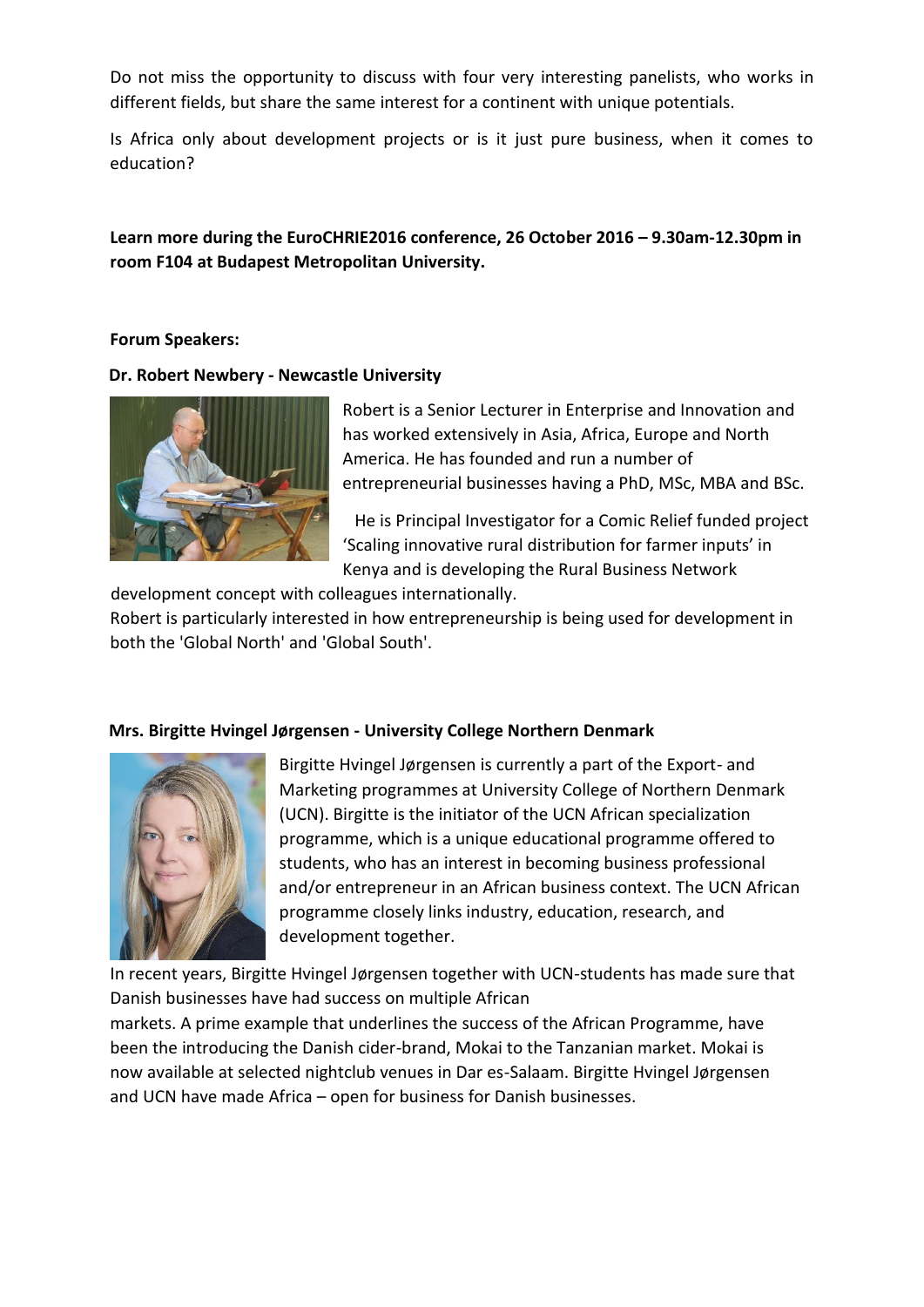Do not miss the opportunity to discuss with four very interesting panelists, who works in different fields, but share the same interest for a continent with unique potentials.

Is Africa only about development projects or is it just pure business, when it comes to education?

**Learn more during the EuroCHRIE2016 conference, 26 October 2016 – 9.30am-12.30pm in room F104 at Budapest Metropolitan University.**

**Forum Speakers:**

**Dr. Robert Newbery - Newcastle University**

Robert is a Senior Lecturer in Enterprise and Innovation and has worked extensively in Asia, Africa, Europe and North America. He has founded and run a number of entrepreneurial businesses having a PhD, MSc, MBA and BSc.

He is Principal Investigator for a Comic Relief funded project 'Scaling innovative rural distribution for farmer inputs' in Kenya and is developing the Rural Business Network development concept with colleagues internationally.

Robert is particularly interested in how entrepreneurship is being used for development in both the 'Global North' and 'Global South'.

**Mrs. Birgitte Hvingel Jørgensen - University College Northern Denmark**

Birgitte Hvingel Jørgensen is currently a part of the Export- and Marketing programmes at University College of Northern Denmark (UCN). Birgitte is the initiator of the UCN African specialization programme, which is a unique educational programme offered to students, who has an interest in becoming business professional and/or entrepreneur in an African business context. The UCN African programme closely links industry, education, research, and development together.

In recent years, Birgitte Hvingel Jørgensen together with UCN-students has made sure that Danish businesses have had success on multiple African markets. A prime example that underlines the success of the African Programme, have been the introducing the Danish cider-brand, Mokai to the Tanzanian market. Mokai is now available at selected nightclub venues in Dar es-Salaam. Birgitte Hvingel Jørgensen and UCN have made Africa – open for business for Danish businesses.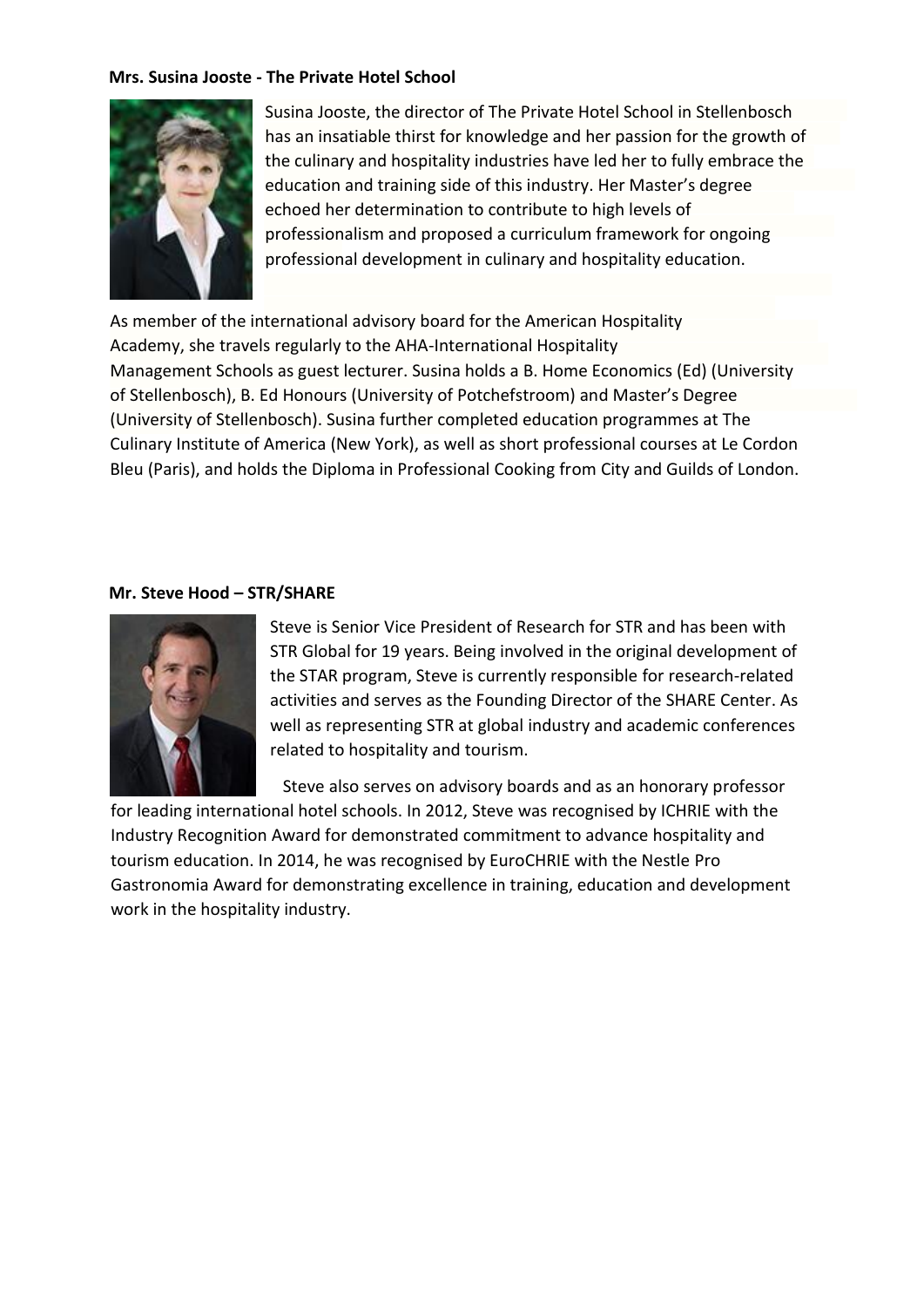**Mrs. Susina Jooste - The Private Hotel School**

Susina Jooste, the director of The Private Hotel School in Stellenbosch has an insatiable thirst for knowledge and her passion for the growth of the culinary and hospitality industries have led her to fully embrace the education and training side of this industry. Her Master's degree echoed her determination to contribute to high levels of professionalism and proposed a curriculum framework for ongoing professional development in culinary and hospitality education.

As member of the international advisory board for the American Hospitality Academy, she travels regularly to the AHA-International Hospitality Management Schools as guest lecturer. Susina holds a B. Home Economics (Ed) (University of Stellenbosch), B. Ed Honours (University of Potchefstroom) and Master's Degree (University of Stellenbosch). Susina further completed education programmes at The Culinary Institute of America (New York), as well as short professional courses at Le Cordon Bleu (Paris), and holds the Diploma in Professional Cooking from City and Guilds of London.

**Mr. Steve Hood – STR/SHARE**

Steve is Senior Vice President of Research for STR and has been with STR Global for 19 years. Being involved in the original development of the STAR program, Steve is currently responsible for research-related activities and serves as the Founding Director of the SHARE Center. As well as representing STR at global industry and academic conferences related to hospitality and tourism.

Steve also serves on advisory boards and as an honorary professor for leading international hotel schools. In 2012, Steve was recognised by ICHRIE with the Industry Recognition Award for demonstrated commitment to advance hospitality and tourism education. In 2014, he was recognised by EuroCHRIE with the Nestle Pro Gastronomia Award for demonstrating excellence in training, education and development work in the hospitality industry.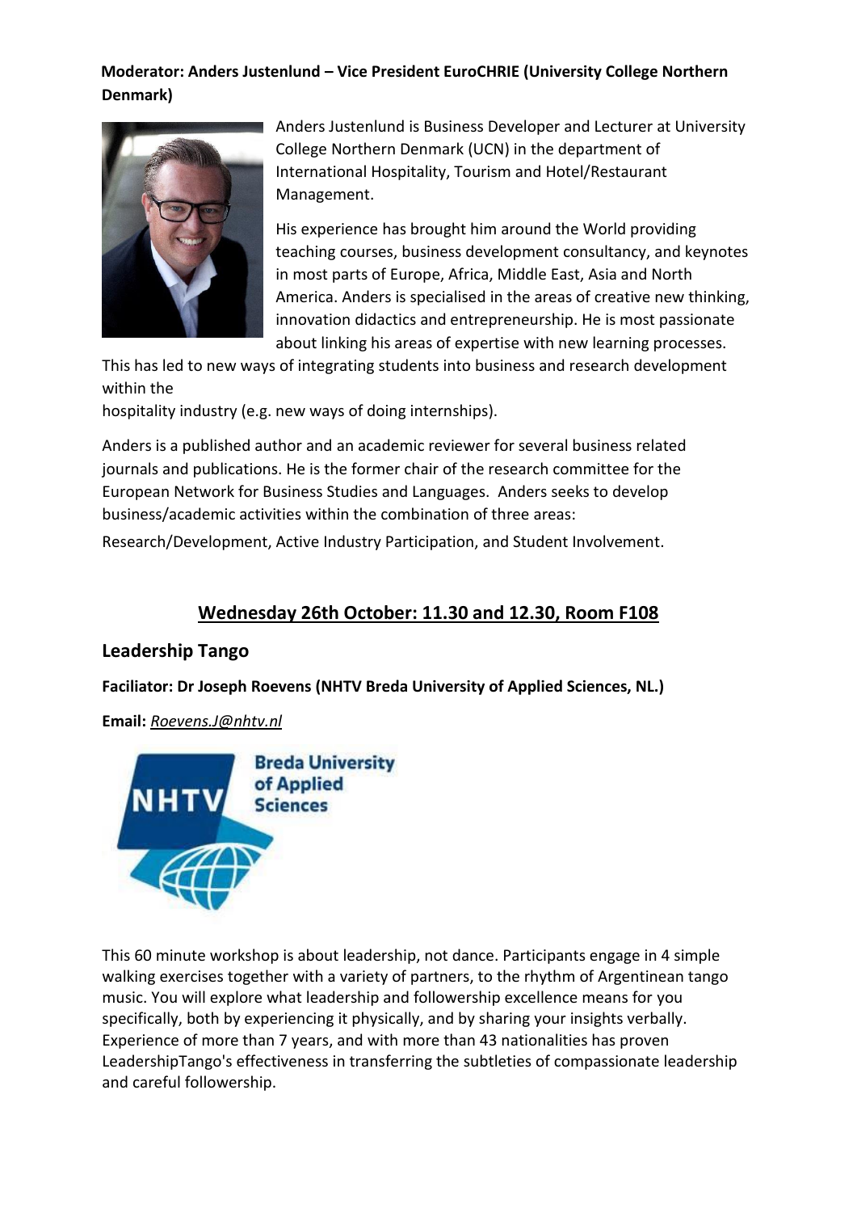**Moderator: Anders Justenlund – Vice President EuroCHRIE (University College Northern Denmark)**

Anders Justenlund is Business Developer and Lecturer at University College Northern Denmark (UCN) in the department of International Hospitality, Tourism and Hotel/Restaurant Management.

His experience has brought him around the World providing teaching courses, business development consultancy, and keynotes in most parts of Europe, Africa, Middle East, Asia and North America. Anders is specialised in the areas of creative new thinking, innovation didactics and entrepreneurship. He is most passionate about linking his areas of expertise with new learning processes. This has led to new ways of integrating students into business and research development within the hospitality industry (e.g. new ways of doing internships).

Anders is a published author and an academic reviewer for several business related journals and publications. He is the former chair of the research committee for the European Network for Business Studies and Languages. Anders seeks to develop business/academic activities within the combination of three areas: Research/Development, Active Industry Participation, and Student Involvement.

## Wednesday 26th October: 11.30 and 12.30, Room F108

### Leadership Tango

**Faciliator: Dr Joseph Roevens (NHTV Breda University of Applied Sciences, NL.)**

**Email:** *Roevens.J@nhtv.nl*

This 60 minute workshop is about leadership, not dance. Participants engage in 4 simple walking exercises together with a variety of partners, to the rhythm of Argentinean tango music. You will explore what leadership and followership excellence means for you specifically, both by experiencing it physically, and by sharing your insights verbally. Experience of more than 7 years, and with more than 43 nationalities has proven LeadershipTango's effectiveness in transferring the subtleties of compassionate leadership and careful followership.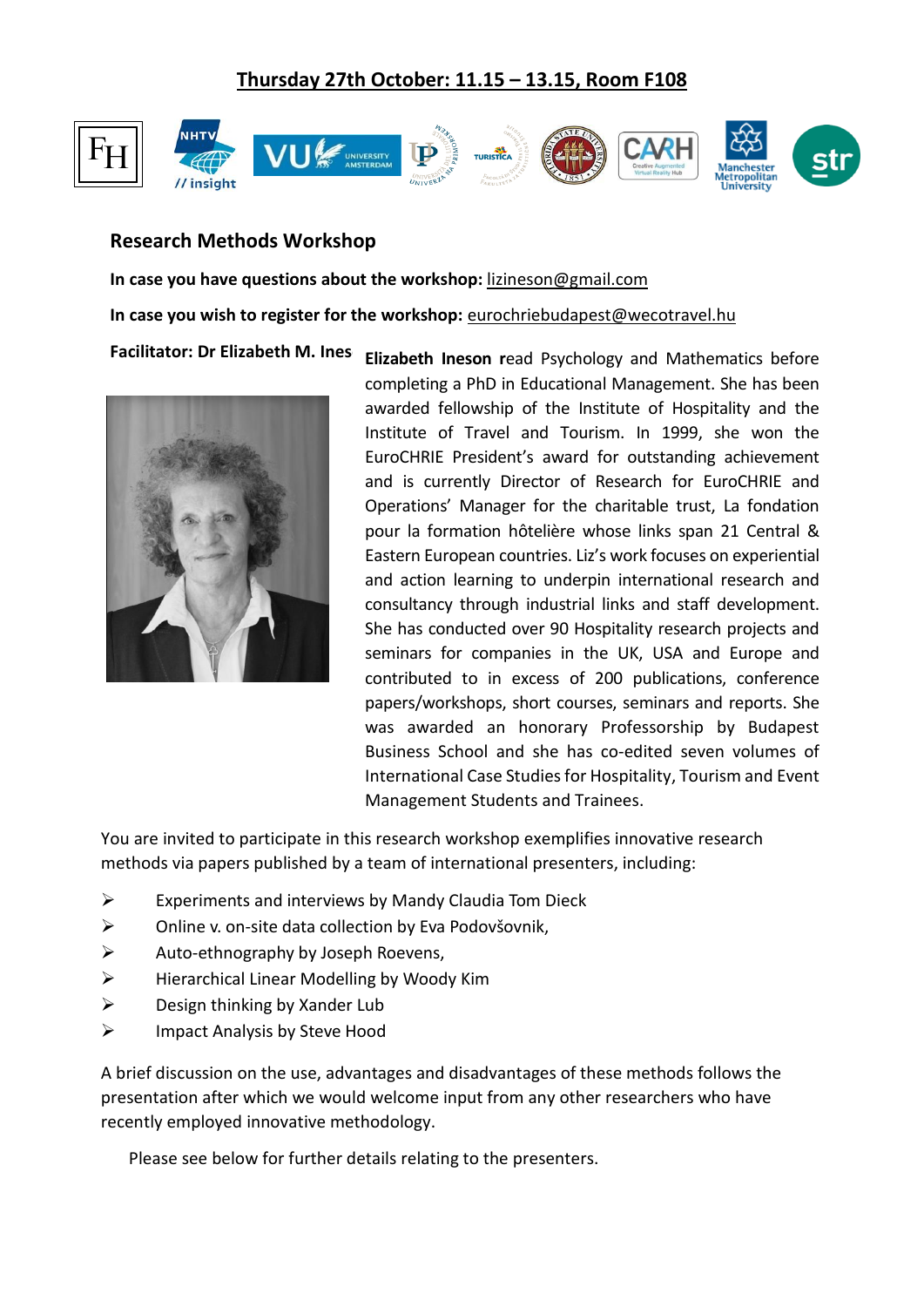**Thursday 27th October: 11.15 – 13.15, Room F108**

## Research Methods Workshop

**In case you have questions about the workshop:** lizineson@gmail.com

**In case you wish to register for the workshop:** eurochriebudapest@wecotravel.hu

**Facilitator: Dr Elizabeth M. Ines**

**Elizabeth Ineson r**ead Psychology and Mathematics before completing a PhD in Educational Management. She has been awarded fellowship of the Institute of Hospitality and the Institute of Travel and Tourism. In 1999, she won the EuroCHRIE President's award for outstanding achievement and is currently Director of Research for EuroCHRIE and Operations' Manager for the charitable trust, La fondation pour la formation hôtelière whose links span 21 Central & Eastern European countries. Liz's work focuses on experiential and action learning to underpin international research and consultancy through industrial links and staff development. She has conducted over 90 Hospitality research projects and seminars for companies in the UK, USA and Europe and contributed to in excess of 200 publications, conference papers/workshops, short courses, seminars and reports. She was awarded an honorary Professorship by Budapest Business School and she has co-edited seven volumes of International Case Studies for Hospitality, Tourism and Event Management Students and Trainees.

You are invited to participate in this research workshop exemplifies innovative research methods via papers published by a team of international presenters, including:

- Experiments and interviews by Mandy Claudia Tom Dieck
- Online v. on-site data collection by Eva Podovšovnik,
- Auto-ethnography by Joseph Roevens,
- Hierarchical Linear Modelling by Woody Kim
- Design thinking by Xander Lub
- Impact Analysis by Steve Hood

A brief discussion on the use, advantages and disadvantages of these methods follows the presentation after which we would welcome input from any other researchers who have recently employed innovative methodology.

Please see below for further details relating to the presenters.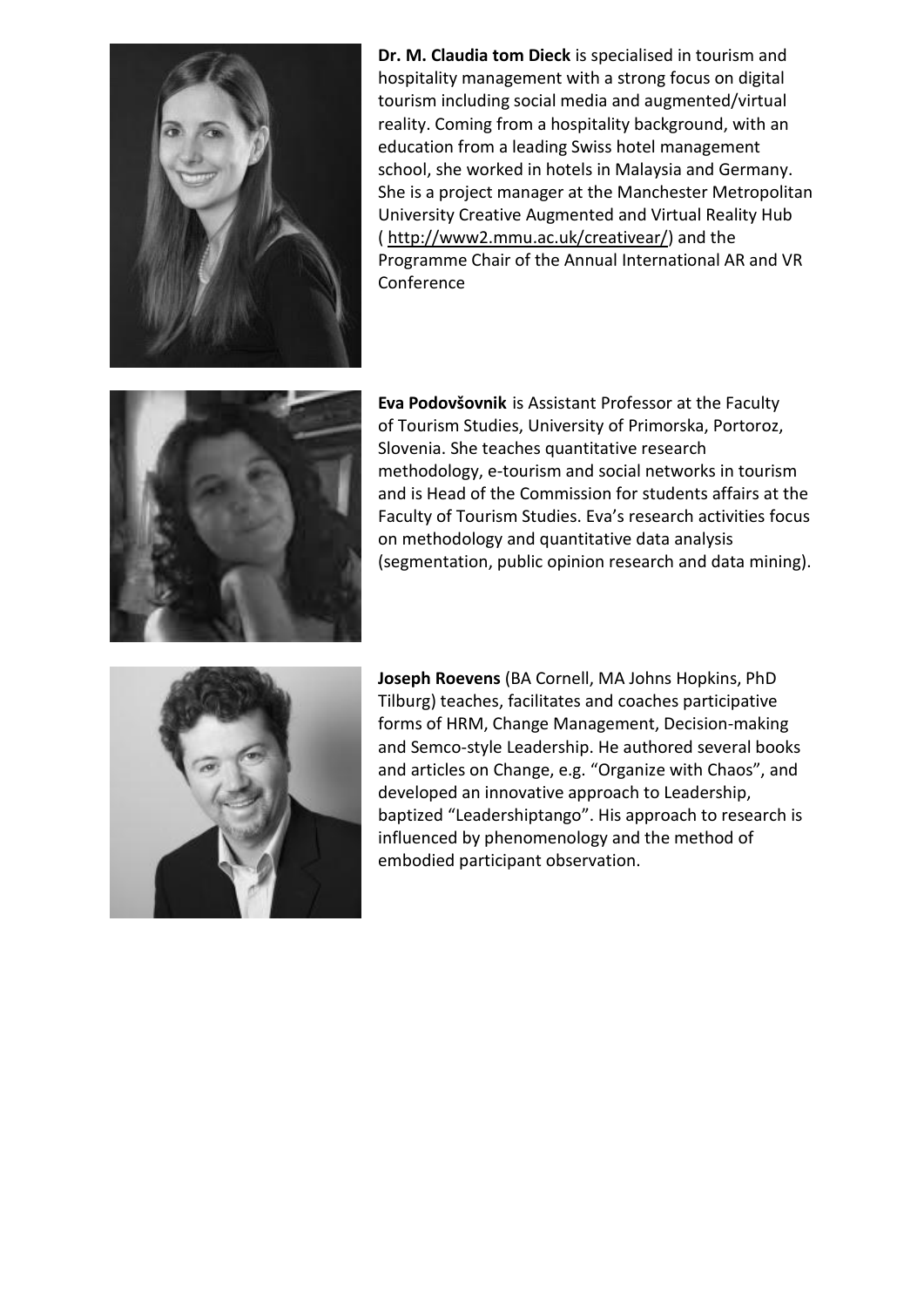**Dr. M. Claudia tom Dieck** is specialised in tourism and hospitality management with a strong focus on digital tourism including social media and augmented/virtual reality. Coming from a hospitality background, with an education from a leading Swiss hotel management school, she worked in hotels in Malaysia and Germany. She is a project manager at the Manchester Metropolitan University Creative Augmented and Virtual Reality Hub ( http://www2.mmu.ac.uk/creativear/) and the Programme Chair of the Annual International AR and VR Conference

**Eva Podovšovnik** is Assistant Professor at the Faculty of Tourism Studies, University of Primorska, Portoroz, Slovenia. She teaches quantitative research methodology, e-tourism and social networks in tourism and is Head of the Commission for students affairs at the Faculty of Tourism Studies. Eva's research activities focus on methodology and quantitative data analysis (segmentation, public opinion research and data mining).

**Joseph Roevens** (BA Cornell, MA Johns Hopkins, PhD Tilburg) teaches, facilitates and coaches participative forms of HRM, Change Management, Decision-making and Semco-style Leadership. He authored several books and articles on Change, e.g. "Organize with Chaos", and developed an innovative approach to Leadership, baptized "Leadershiptango". His approach to research is influenced by phenomenology and the method of embodied participant observation.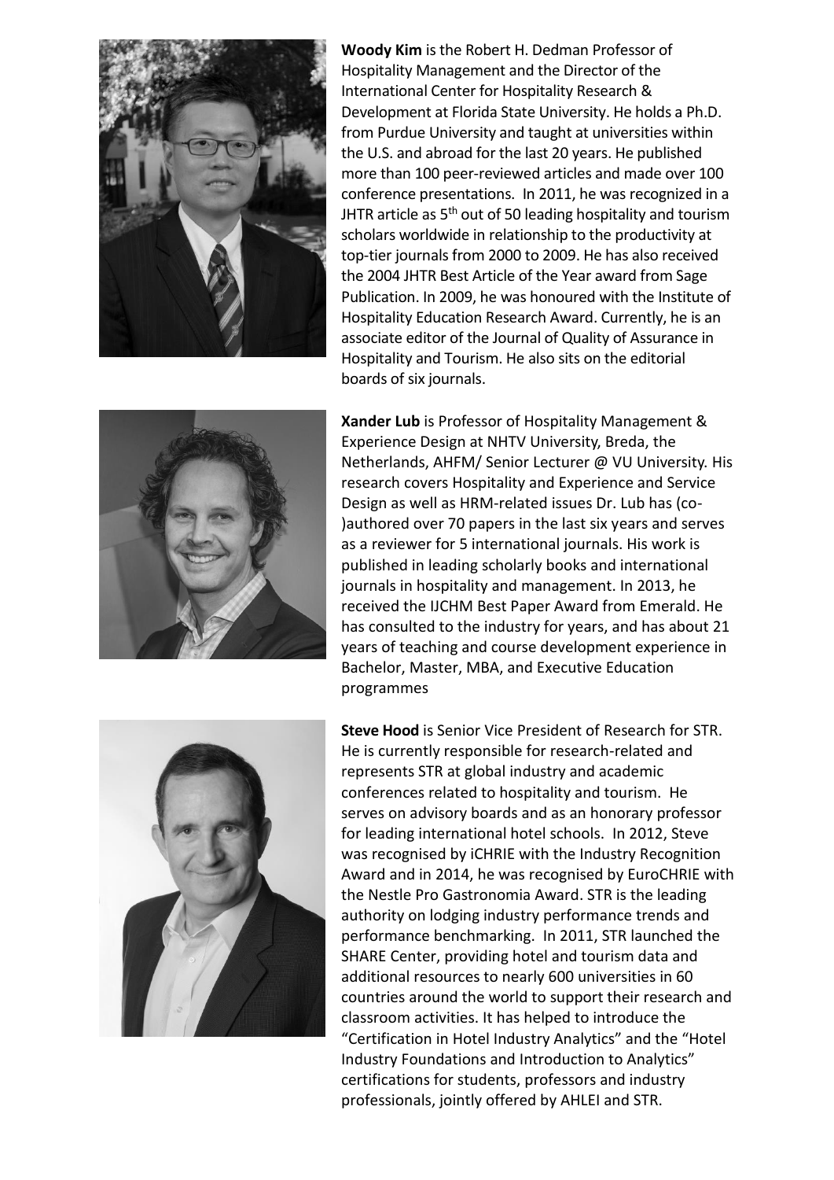**Woody Kim** is the Robert H. Dedman Professor of Hospitality Management and the Director of the International Center for Hospitality Research & Development at Florida State University. He holds a Ph.D. from Purdue University and taught at universities within the U.S. and abroad for the last 20 years. He published more than 100 peer-reviewed articles and made over 100 conference presentations. In 2011, he was recognized in a JHTR article as 5th out of 50 leading hospitality and tourism scholars worldwide in relationship to the productivity at top-tier journals from 2000 to 2009. He has also received the 2004 JHTR Best Article of the Year award from Sage Publication. In 2009, he was honoured with the Institute of Hospitality Education Research Award. Currently, he is an associate editor of the Journal of Quality of Assurance in Hospitality and Tourism. He also sits on the editorial boards of six journals.

**Xander Lub** is Professor of Hospitality Management & Experience Design at NHTV University, Breda, the Netherlands, AHFM/ Senior Lecturer @ VU University. His research covers Hospitality and Experience and Service Design as well as HRM-related issues Dr. Lub has (co-)authored over 70 papers in the last six years and serves as a reviewer for 5 international journals. His work is published in leading scholarly books and international journals in hospitality and management. In 2013, he received the IJCHM Best Paper Award from Emerald. He has consulted to the industry for years, and has about 21 years of teaching and course development experience in Bachelor, Master, MBA, and Executive Education programmes

**Steve Hood** is Senior Vice President of Research for STR. He is currently responsible for research-related and represents STR at global industry and academic conferences related to hospitality and tourism. He serves on advisory boards and as an honorary professor for leading international hotel schools. In 2012, Steve was recognised by iCHRIE with the Industry Recognition Award and in 2014, he was recognised by EuroCHRIE with the Nestle Pro Gastronomia Award. STR is the leading authority on lodging industry performance trends and performance benchmarking. In 2011, STR launched the SHARE Center, providing hotel and tourism data and additional resources to nearly 600 universities in 60 countries around the world to support their research and classroom activities. It has helped to introduce the "Certification in Hotel Industry Analytics" and the "Hotel Industry Foundations and Introduction to Analytics" certifications for students, professors and industry professionals, jointly offered by AHLEI and STR.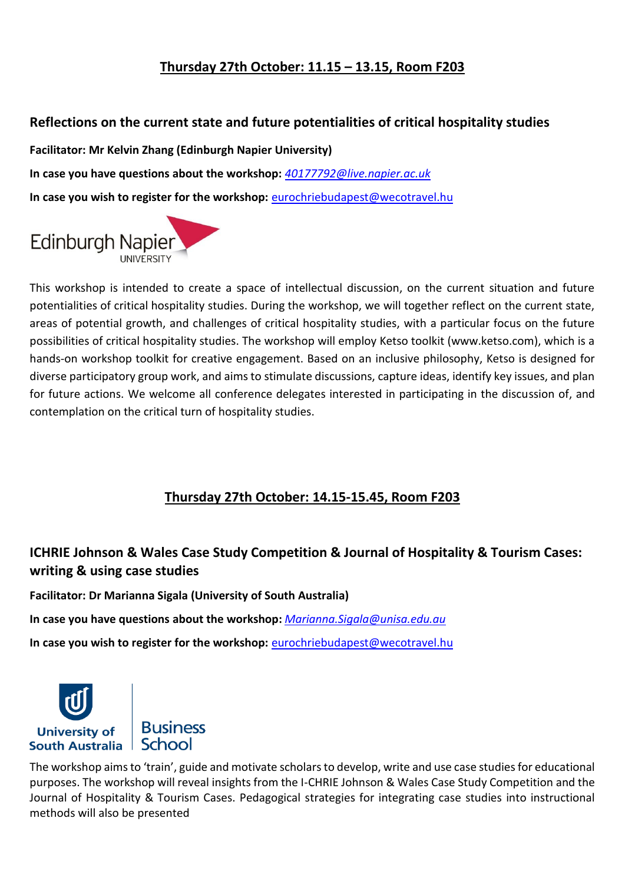**Thursday 27th October: 11.15 – 13.15, Room F203**

## Reflections on the current state and future potentialities of critical hospitality studies

**Facilitator: Mr Kelvin Zhang (Edinburgh Napier University)**

**In case you have questions about the workshop:** *40177792@live.napier.ac.uk*

**In case you wish to register for the workshop:** eurochriebudapest@wecotravel.hu

This workshop is intended to create a space of intellectual discussion, on the current situation and future potentialities of critical hospitality studies. During the workshop, we will together reflect on the current state, areas of potential growth, and challenges of critical hospitality studies, with a particular focus on the future possibilities of critical hospitality studies. The workshop will employ Ketso toolkit (www.ketso.com), which is a hands-on workshop toolkit for creative engagement. Based on an inclusive philosophy, Ketso is designed for diverse participatory group work, and aims to stimulate discussions, capture ideas, identify key issues, and plan for future actions. We welcome all conference delegates interested in participating in the discussion of, and contemplation on the critical turn of hospitality studies.

**Thursday 27th October: 14.15-15.45, Room F203**

## ICHRIE Johnson & Wales Case Study Competition & Journal of Hospitality & Tourism Cases: writing & using case studies

**Facilitator: Dr Marianna Sigala (University of South Australia)**

**In case you have questions about the workshop:** *Marianna.Sigala@unisa.edu.au*

**In case you wish to register for the workshop:** eurochriebudapest@wecotravel.hu

The workshop aims to 'train', guide and motivate scholars to develop, write and use case studies for educational purposes. The workshop will reveal insights from the I-CHRIE Johnson & Wales Case Study Competition and the Journal of Hospitality & Tourism Cases. Pedagogical strategies for integrating case studies into instructional methods will also be presented